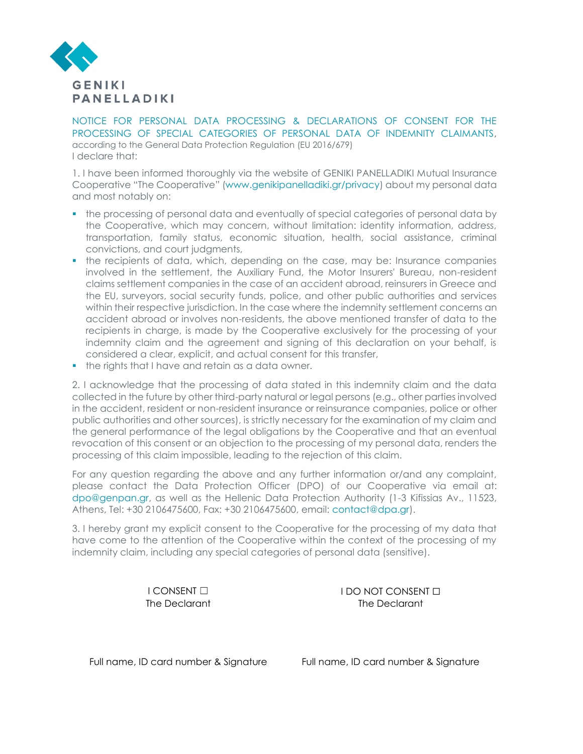GENIKI PANELLADIKI

## NOTICE FOR PERSONAL DATA PROCESSING & DECLARATIONS OF CONSENT FOR THE PROCESSING OF SPECIAL CATEGORIES OF PERSONAL DATA OF INDEMNITY CLAIMANTS,

according to the General Data Protection Regulation (EU 2016/679)

I declare that:

1. I have been informed thoroughly via the website of GENIKI PANELLADIKI Mutual Insurance Cooperative "The Cooperative" (www.genikipanelladiki.gr/privacy) about my personal data and most notably on:

- the processing of personal data and eventually of special categories of personal data by the Cooperative, which may concern, without limitation: identity information, address, transportation, family status, economic situation, health, social assistance, criminal convictions, and court judgments,
- the recipients of data, which, depending on the case, may be: Insurance companies involved in the settlement, the Auxiliary Fund, the Motor Insurers' Bureau, non-resident claims settlement companies in the case of an accident abroad, reinsurers in Greece and the EU, surveyors, social security funds, police, and other public authorities and services within their respective jurisdiction. In the case where the indemnity settlement concerns an accident abroad or involves non-residents, the above mentioned transfer of data to the recipients in charge, is made by the Cooperative exclusively for the processing of your indemnity claim and the agreement and signing of this declaration on your behalf, is considered a clear, explicit, and actual consent for this transfer,
- the rights that I have and retain as a data owner.

2. I acknowledge that the processing of data stated in this indemnity claim and the data collected in the future by other third-party natural or legal persons (e.g., other parties involved in the accident, resident or non-resident insurance or reinsurance companies, police or other public authorities and other sources), is strictly necessary for the examination of my claim and the general performance of the legal obligations by the Cooperative and that an eventual revocation of this consent or an objection to the processing of my personal data, renders the processing of this claim impossible, leading to the rejection of this claim.

For any question regarding the above and any further information or/and any complaint, please contact the Data Protection Officer (DPO) of our Cooperative via email at: dpo@genpan.gr, as well as the Hellenic Data Protection Authority (1-3 Kifissias Av., 11523, Athens, Tel: +30 2106475600, Fax: +30 2106475600, email: contact@dpa.gr).

3. I hereby grant my explicit consent to the Cooperative for the processing of my data that have come to the attention of the Cooperative within the context of the processing of my indemnity claim, including any special categories of personal data (sensitive).

| I CONSENT ☐<br>The Declarant | I DO NOT CONSENT ☐<br>The Declarant |
|---|---|
| Full name, ID card number & Signature | Full name, ID card number & Signature |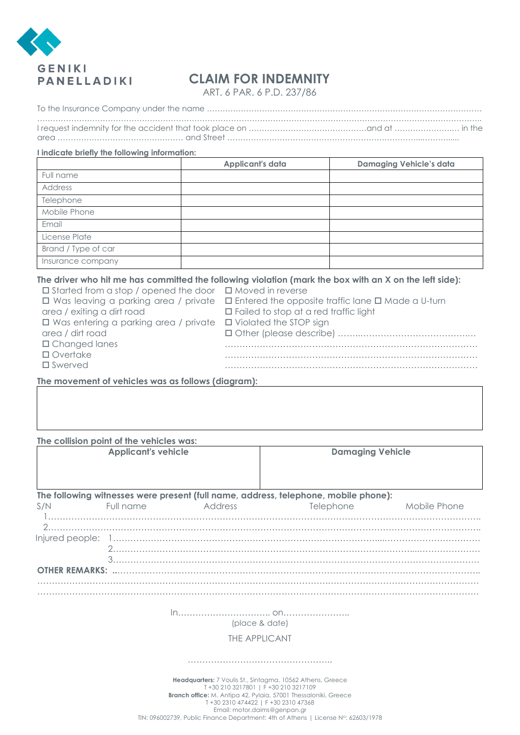GENIKI PANELLADIKI

# CLAIM FOR INDEMNITY

ART. 6 PAR. 6 P.D. 237/86

To the Insurance Company under the name ……………………………………………………………………………………………
……………………………………………………………………………………………………………………………………………………
I request indemnity for the accident that took place on ………………………………………and at …………………… in the area ………………………………………… and Street ……………………………………………………………………………..

**I indicate briefly the following information:**

| | Applicant's data | Damaging Vehicle's data |
|---|---|---|
| Full name | | |
| Address | | |
| Telephone | | |
| Mobile Phone | | |
| Email | | |
| License Plate | | |
| Brand / Type of car | | |
| Insurance company | | |

**The driver who hit me has committed the following violation (mark the box with an X on the left side):**

- ☐ Started from a stop / opened the door
- ☐ Was leaving a parking area / private area / exiting a dirt road
- ☐ Was entering a parking area / private area / dirt road
- ☐ Changed lanes
- ☐ Overtake
- ☐ Swerved
- ☐ Moved in reverse
- ☐ Entered the opposite traffic lane ☐ Made a U-turn
- ☐ Failed to stop at a red traffic light
- ☐ Violated the STOP sign
- ☐ Other (please describe) ………………………………………………
  ……………………………………………………………………………
  ……………………………………………………………………………
  ……………………………………………………………………………

**The movement of vehicles was as follows (diagram):**

| |
|---|
| |

**The collision point of the vehicles was:**

| Applicant's vehicle | Damaging Vehicle |
|---|---|
| | |

**The following witnesses were present (full name, address, telephone, mobile phone):**

S/N Full name Address Telephone Mobile Phone

1……………………………………………………………………………………………………………………………

2……………………………………………………………………………………………………………………………

Injured people: 1………………………………………………………………………………………………………

2………………………………………………………………………………………………………

3………………………………………………………………………………………………………

**OTHER REMARKS:** ..……………………………………………………………………………………………………
……………………………………………………………………………………………………………………………
……………………………………………………………………………………………………………………………

In………………………….. on…………………..

(place & date)

THE APPLICANT

…………………………………………..

**Headquarters:** 7 Voulis St., Sintagma, 10562 Athens, Greece
T +30 210 3217801 | F +30 210 3217109
**Branch office:** M. Antipa 42, Pylaia, 57001 Thessaloniki, Greece
T +30 2310 474422 | F +30 2310 47368
Email: motor.daims@genpan.gr
TIN: 096002739, Public Finance Department: 4th of Athens | License Nº: 62603/1978